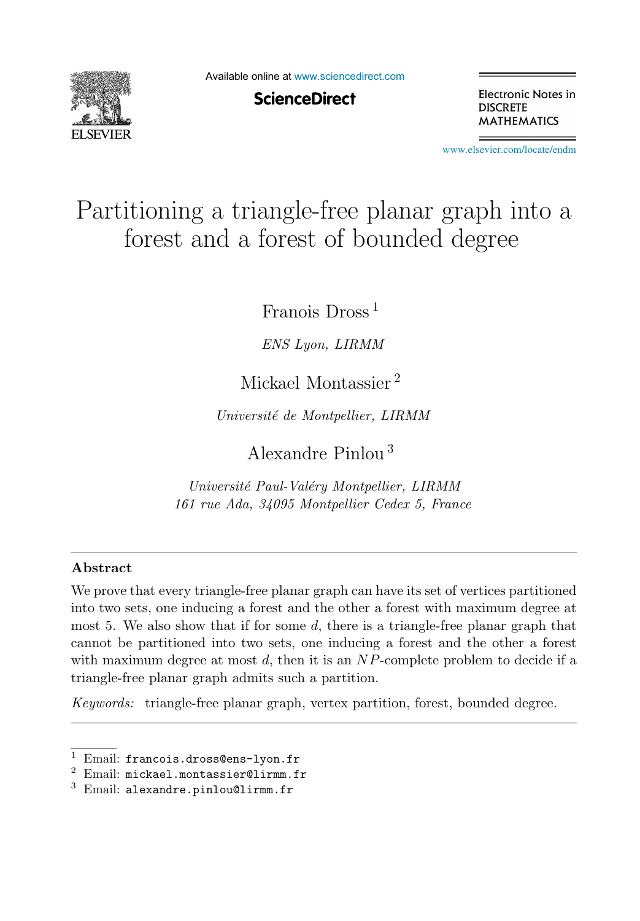# Partitioning a triangle-free planar graph into a forest and a forest of bounded degree

Franois Dross [1]

*ENS Lyon, LIRMM*

Mickael Montassier [2]

*Université de Montpellier, LIRMM*

Alexandre Pinlou [3]

*Université Paul-Valéry Montpellier, LIRMM*
*161 rue Ada, 34095 Montpellier Cedex 5, France*

---

## Abstract

We prove that every triangle-free planar graph can have its set of vertices partitioned into two sets, one inducing a forest and the other a forest with maximum degree at most 5. We also show that if for some $d$, there is a triangle-free planar graph that cannot be partitioned into two sets, one inducing a forest and the other a forest with maximum degree at most $d$, then it is an $NP$-complete problem to decide if a triangle-free planar graph admits such a partition.

*Keywords:* triangle-free planar graph, vertex partition, forest, bounded degree.

---

[1] Email: `francois.dross@ens-lyon.fr`
[2] Email: `mickael.montassier@lirmm.fr`
[3] Email: `alexandre.pinlou@lirmm.fr`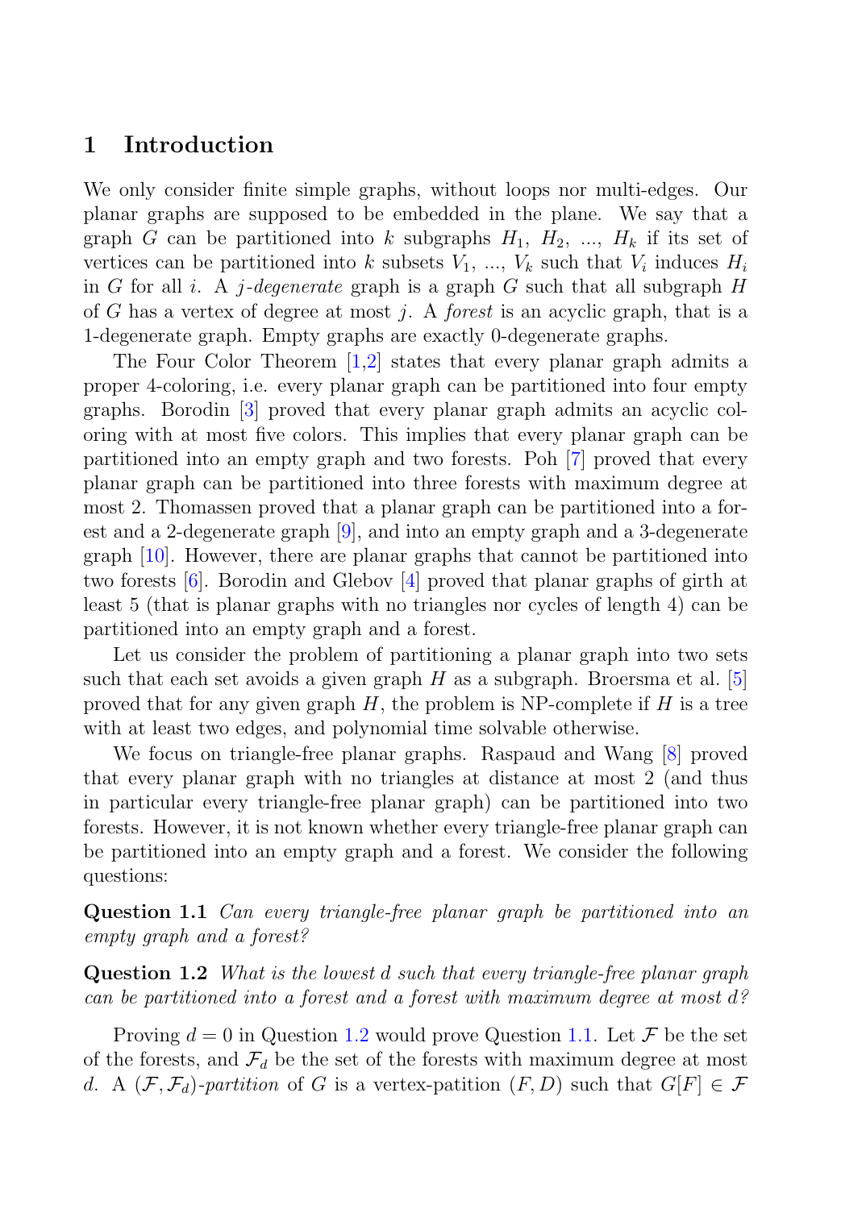## 1 Introduction

We only consider finite simple graphs, without loops nor multi-edges. Our planar graphs are supposed to be embedded in the plane. We say that a graph $G$ can be partitioned into $k$ subgraphs $H_1$, $H_2$, ..., $H_k$ if its set of vertices can be partitioned into $k$ subsets $V_1$, ..., $V_k$ such that $V_i$ induces $H_i$ in $G$ for all $i$. A *$j$-degenerate* graph is a graph $G$ such that all subgraph $H$ of $G$ has a vertex of degree at most $j$. A *forest* is an acyclic graph, that is a 1-degenerate graph. Empty graphs are exactly 0-degenerate graphs.

The Four Color Theorem [1,2] states that every planar graph admits a proper 4-coloring, i.e. every planar graph can be partitioned into four empty graphs. Borodin [3] proved that every planar graph admits an acyclic coloring with at most five colors. This implies that every planar graph can be partitioned into an empty graph and two forests. Poh [7] proved that every planar graph can be partitioned into three forests with maximum degree at most 2. Thomassen proved that a planar graph can be partitioned into a forest and a 2-degenerate graph [9], and into an empty graph and a 3-degenerate graph [10]. However, there are planar graphs that cannot be partitioned into two forests [6]. Borodin and Glebov [4] proved that planar graphs of girth at least 5 (that is planar graphs with no triangles nor cycles of length 4) can be partitioned into an empty graph and a forest.

Let us consider the problem of partitioning a planar graph into two sets such that each set avoids a given graph $H$ as a subgraph. Broersma et al. [5] proved that for any given graph $H$, the problem is NP-complete if $H$ is a tree with at least two edges, and polynomial time solvable otherwise.

We focus on triangle-free planar graphs. Raspaud and Wang [8] proved that every planar graph with no triangles at distance at most 2 (and thus in particular every triangle-free planar graph) can be partitioned into two forests. However, it is not known whether every triangle-free planar graph can be partitioned into an empty graph and a forest. We consider the following questions:

**Question 1.1** *Can every triangle-free planar graph be partitioned into an empty graph and a forest?*

**Question 1.2** *What is the lowest $d$ such that every triangle-free planar graph can be partitioned into a forest and a forest with maximum degree at most $d$?*

Proving $d = 0$ in Question 1.2 would prove Question 1.1. Let $\mathcal{F}$ be the set of the forests, and $\mathcal{F}_d$ be the set of the forests with maximum degree at most $d$. A *$(\mathcal{F}, \mathcal{F}_d)$-partition* of $G$ is a vertex-patition $(F, D)$ such that $G[F] \in \mathcal{F}$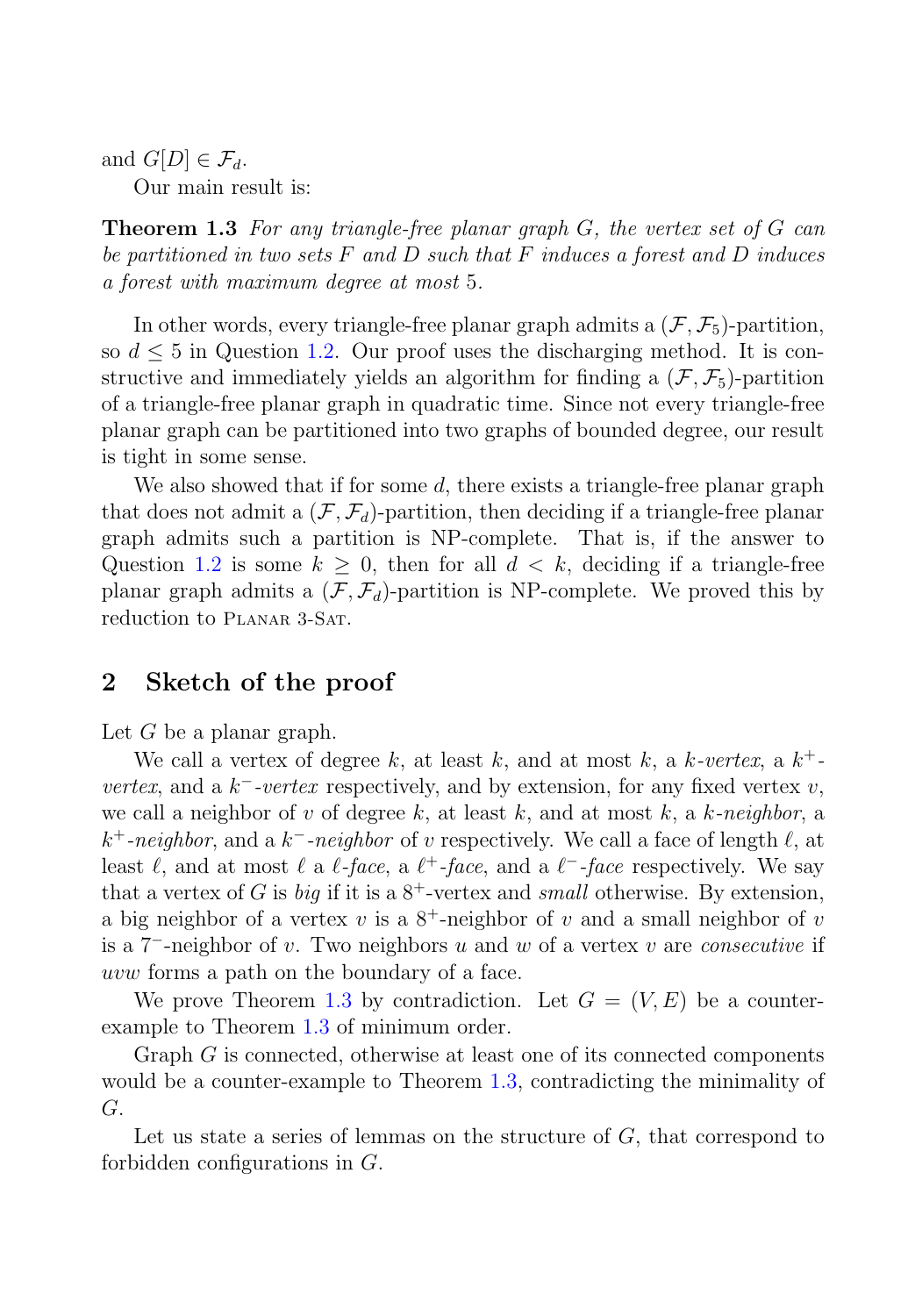and $G[D] \in \mathcal{F}_d$.

Our main result is:

**Theorem 1.3** *For any triangle-free planar graph $G$, the vertex set of $G$ can be partitioned in two sets $F$ and $D$ such that $F$ induces a forest and $D$ induces a forest with maximum degree at most 5.*

In other words, every triangle-free planar graph admits a $(\mathcal{F}, \mathcal{F}_5)$-partition, so $d \leq 5$ in Question 1.2. Our proof uses the discharging method. It is constructive and immediately yields an algorithm for finding a $(\mathcal{F}, \mathcal{F}_5)$-partition of a triangle-free planar graph in quadratic time. Since not every triangle-free planar graph can be partitioned into two graphs of bounded degree, our result is tight in some sense.

We also showed that if for some $d$, there exists a triangle-free planar graph that does not admit a $(\mathcal{F}, \mathcal{F}_d)$-partition, then deciding if a triangle-free planar graph admits such a partition is NP-complete. That is, if the answer to Question 1.2 is some $k \geq 0$, then for all $d < k$, deciding if a triangle-free planar graph admits a $(\mathcal{F}, \mathcal{F}_d)$-partition is NP-complete. We proved this by reduction to Planar 3-Sat.

## 2 Sketch of the proof

Let $G$ be a planar graph.

We call a vertex of degree $k$, at least $k$, and at most $k$, a *$k$-vertex*, a *$k^+$-vertex*, and a *$k^-$-vertex* respectively, and by extension, for any fixed vertex $v$, we call a neighbor of $v$ of degree $k$, at least $k$, and at most $k$, a *$k$-neighbor*, a *$k^+$-neighbor*, and a *$k^-$-neighbor* of $v$ respectively. We call a face of length $\ell$, at least $\ell$, and at most $\ell$ a *$\ell$-face*, a *$\ell^+$-face*, and a *$\ell^-$-face* respectively. We say that a vertex of $G$ is *big* if it is a $8^+$-vertex and *small* otherwise. By extension, a big neighbor of a vertex $v$ is a $8^+$-neighbor of $v$ and a small neighbor of $v$ is a $7^-$-neighbor of $v$. Two neighbors $u$ and $w$ of a vertex $v$ are *consecutive* if $uvw$ forms a path on the boundary of a face.

We prove Theorem 1.3 by contradiction. Let $G = (V, E)$ be a counter-example to Theorem 1.3 of minimum order.

Graph $G$ is connected, otherwise at least one of its connected components would be a counter-example to Theorem 1.3, contradicting the minimality of $G$.

Let us state a series of lemmas on the structure of $G$, that correspond to forbidden configurations in $G$.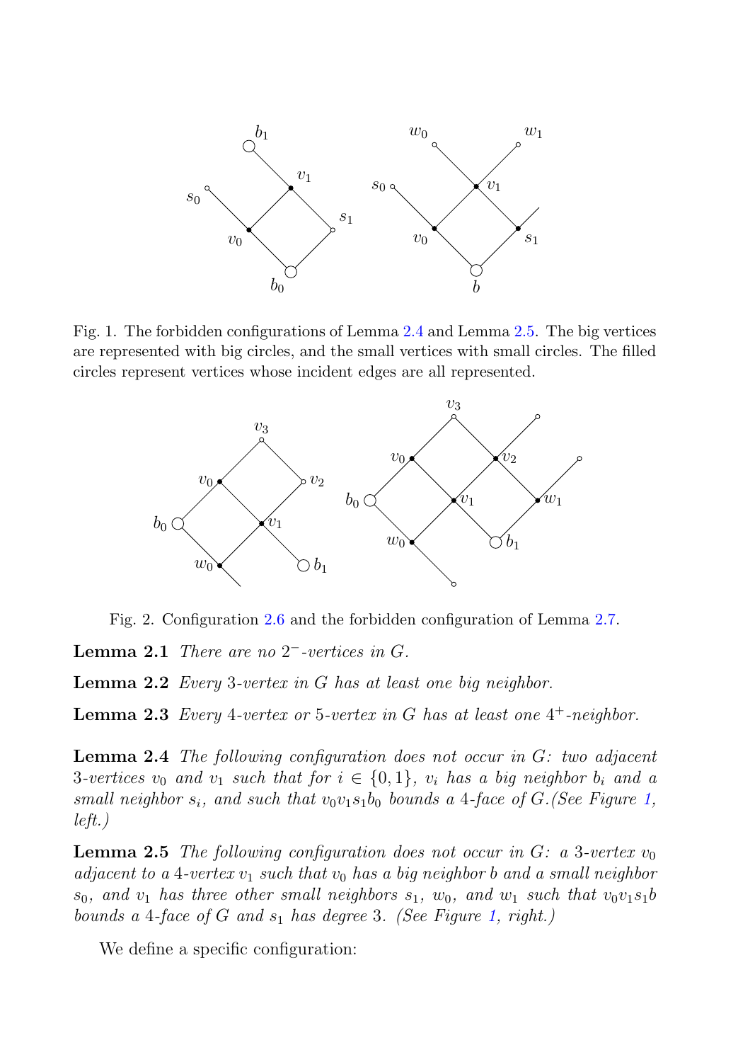Fig. 1. The forbidden configurations of Lemma 2.4 and Lemma 2.5. The big vertices are represented with big circles, and the small vertices with small circles. The filled circles represent vertices whose incident edges are all represented.

Fig. 2. Configuration 2.6 and the forbidden configuration of Lemma 2.7.

**Lemma 2.1** *There are no $2^-$-vertices in $G$.*

**Lemma 2.2** *Every 3-vertex in $G$ has at least one big neighbor.*

**Lemma 2.3** *Every 4-vertex or 5-vertex in $G$ has at least one $4^+$-neighbor.*

**Lemma 2.4** *The following configuration does not occur in $G$: two adjacent 3-vertices $v_0$ and $v_1$ such that for $i \in \{0, 1\}$, $v_i$ has a big neighbor $b_i$ and a small neighbor $s_i$, and such that $v_0v_1s_1b_0$ bounds a 4-face of $G$.(See Figure 1, left.)*

**Lemma 2.5** *The following configuration does not occur in $G$: a 3-vertex $v_0$ adjacent to a 4-vertex $v_1$ such that $v_0$ has a big neighbor $b$ and a small neighbor $s_0$, and $v_1$ has three other small neighbors $s_1$, $w_0$, and $w_1$ such that $v_0v_1s_1b$ bounds a 4-face of $G$ and $s_1$ has degree 3. (See Figure 1, right.)*

We define a specific configuration: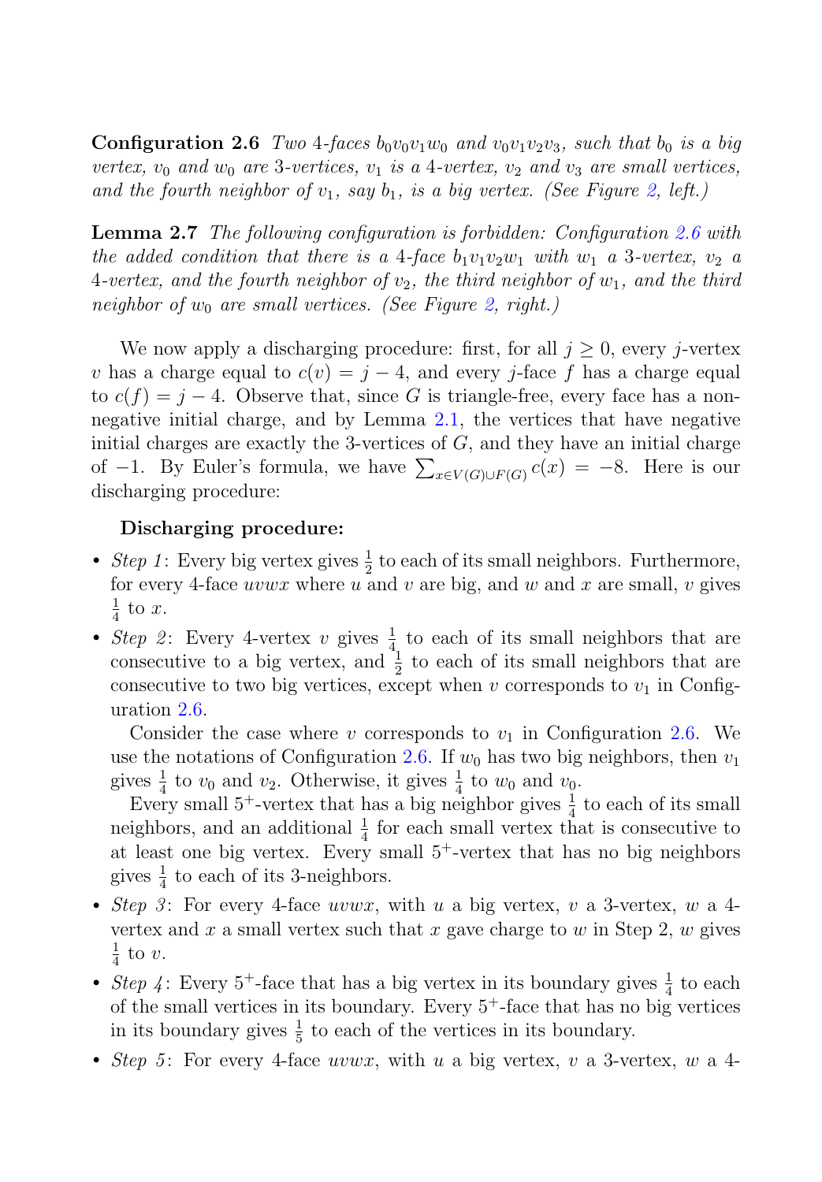**Configuration 2.6** *Two 4-faces $b_0v_0v_1w_0$ and $v_0v_1v_2v_3$, such that $b_0$ is a big vertex, $v_0$ and $w_0$ are 3-vertices, $v_1$ is a 4-vertex, $v_2$ and $v_3$ are small vertices, and the fourth neighbor of $v_1$, say $b_1$, is a big vertex. (See Figure 2, left.)*

**Lemma 2.7** *The following configuration is forbidden: Configuration 2.6 with the added condition that there is a 4-face $b_1v_1v_2w_1$ with $w_1$ a 3-vertex, $v_2$ a 4-vertex, and the fourth neighbor of $v_2$, the third neighbor of $w_1$, and the third neighbor of $w_0$ are small vertices. (See Figure 2, right.)*

We now apply a discharging procedure: first, for all $j \geq 0$, every $j$-vertex $v$ has a charge equal to $c(v) = j - 4$, and every $j$-face $f$ has a charge equal to $c(f) = j - 4$. Observe that, since $G$ is triangle-free, every face has a non-negative initial charge, and by Lemma 2.1, the vertices that have negative initial charges are exactly the 3-vertices of $G$, and they have an initial charge of $-1$. By Euler's formula, we have $\sum_{x \in V(G) \cup F(G)} c(x) = -8$. Here is our discharging procedure:

**Discharging procedure:**

- *Step 1*: Every big vertex gives $\frac{1}{2}$ to each of its small neighbors. Furthermore, for every 4-face $uvwx$ where $u$ and $v$ are big, and $w$ and $x$ are small, $v$ gives $\frac{1}{4}$ to $x$.
- *Step 2*: Every 4-vertex $v$ gives $\frac{1}{4}$ to each of its small neighbors that are consecutive to a big vertex, and $\frac{1}{2}$ to each of its small neighbors that are consecutive to two big vertices, except when $v$ corresponds to $v_1$ in Configuration 2.6.

  Consider the case where $v$ corresponds to $v_1$ in Configuration 2.6. We use the notations of Configuration 2.6. If $w_0$ has two big neighbors, then $v_1$ gives $\frac{1}{4}$ to $v_0$ and $v_2$. Otherwise, it gives $\frac{1}{4}$ to $w_0$ and $v_0$.

  Every small $5^+$-vertex that has a big neighbor gives $\frac{1}{4}$ to each of its small neighbors, and an additional $\frac{1}{4}$ for each small vertex that is consecutive to at least one big vertex. Every small $5^+$-vertex that has no big neighbors gives $\frac{1}{4}$ to each of its 3-neighbors.
- *Step 3*: For every 4-face $uvwx$, with $u$ a big vertex, $v$ a 3-vertex, $w$ a 4-vertex and $x$ a small vertex such that $x$ gave charge to $w$ in Step 2, $w$ gives $\frac{1}{4}$ to $v$.
- *Step 4*: Every $5^+$-face that has a big vertex in its boundary gives $\frac{1}{4}$ to each of the small vertices in its boundary. Every $5^+$-face that has no big vertices in its boundary gives $\frac{1}{5}$ to each of the vertices in its boundary.
- *Step 5*: For every 4-face $uvwx$, with $u$ a big vertex, $v$ a 3-vertex, $w$ a 4-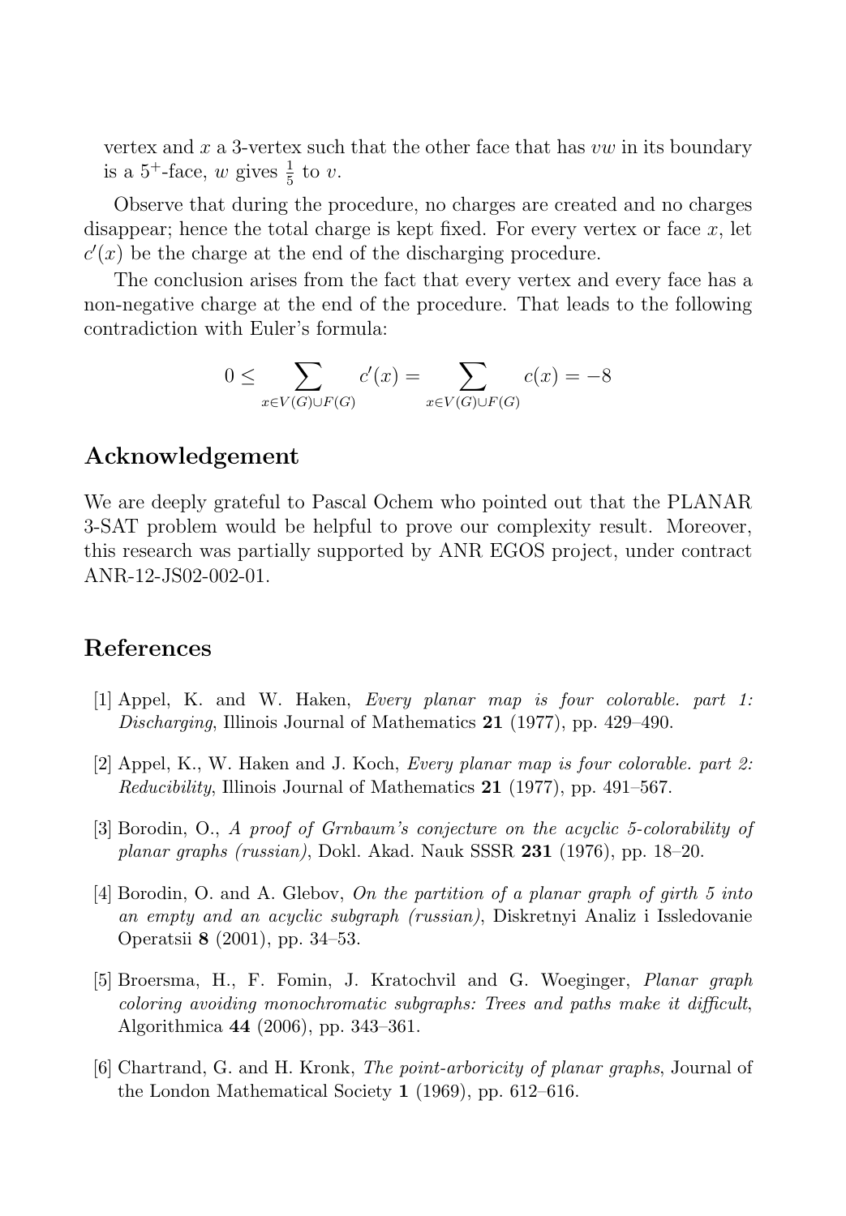vertex and $x$ a 3-vertex such that the other face that has $vw$ in its boundary is a $5^+$-face, $w$ gives $\frac{1}{5}$ to $v$.

Observe that during the procedure, no charges are created and no charges disappear; hence the total charge is kept fixed. For every vertex or face $x$, let $c'(x)$ be the charge at the end of the discharging procedure.

The conclusion arises from the fact that every vertex and every face has a non-negative charge at the end of the procedure. That leads to the following contradiction with Euler's formula:

$$0 \leq \sum_{x \in V(G) \cup F(G)} c'(x) = \sum_{x \in V(G) \cup F(G)} c(x) = -8$$

## Acknowledgement

We are deeply grateful to Pascal Ochem who pointed out that the PLANAR 3-SAT problem would be helpful to prove our complexity result. Moreover, this research was partially supported by ANR EGOS project, under contract ANR-12-JS02-002-01.

## References

[1] Appel, K. and W. Haken, *Every planar map is four colorable. part 1: Discharging*, Illinois Journal of Mathematics **21** (1977), pp. 429–490.

[2] Appel, K., W. Haken and J. Koch, *Every planar map is four colorable. part 2: Reducibility*, Illinois Journal of Mathematics **21** (1977), pp. 491–567.

[3] Borodin, O., *A proof of Grnbaum's conjecture on the acyclic 5-colorability of planar graphs (russian)*, Dokl. Akad. Nauk SSSR **231** (1976), pp. 18–20.

[4] Borodin, O. and A. Glebov, *On the partition of a planar graph of girth 5 into an empty and an acyclic subgraph (russian)*, Diskretnyi Analiz i Issledovanie Operatsii **8** (2001), pp. 34–53.

[5] Broersma, H., F. Fomin, J. Kratochvil and G. Woeginger, *Planar graph coloring avoiding monochromatic subgraphs: Trees and paths make it difficult*, Algorithmica **44** (2006), pp. 343–361.

[6] Chartrand, G. and H. Kronk, *The point-arboricity of planar graphs*, Journal of the London Mathematical Society **1** (1969), pp. 612–616.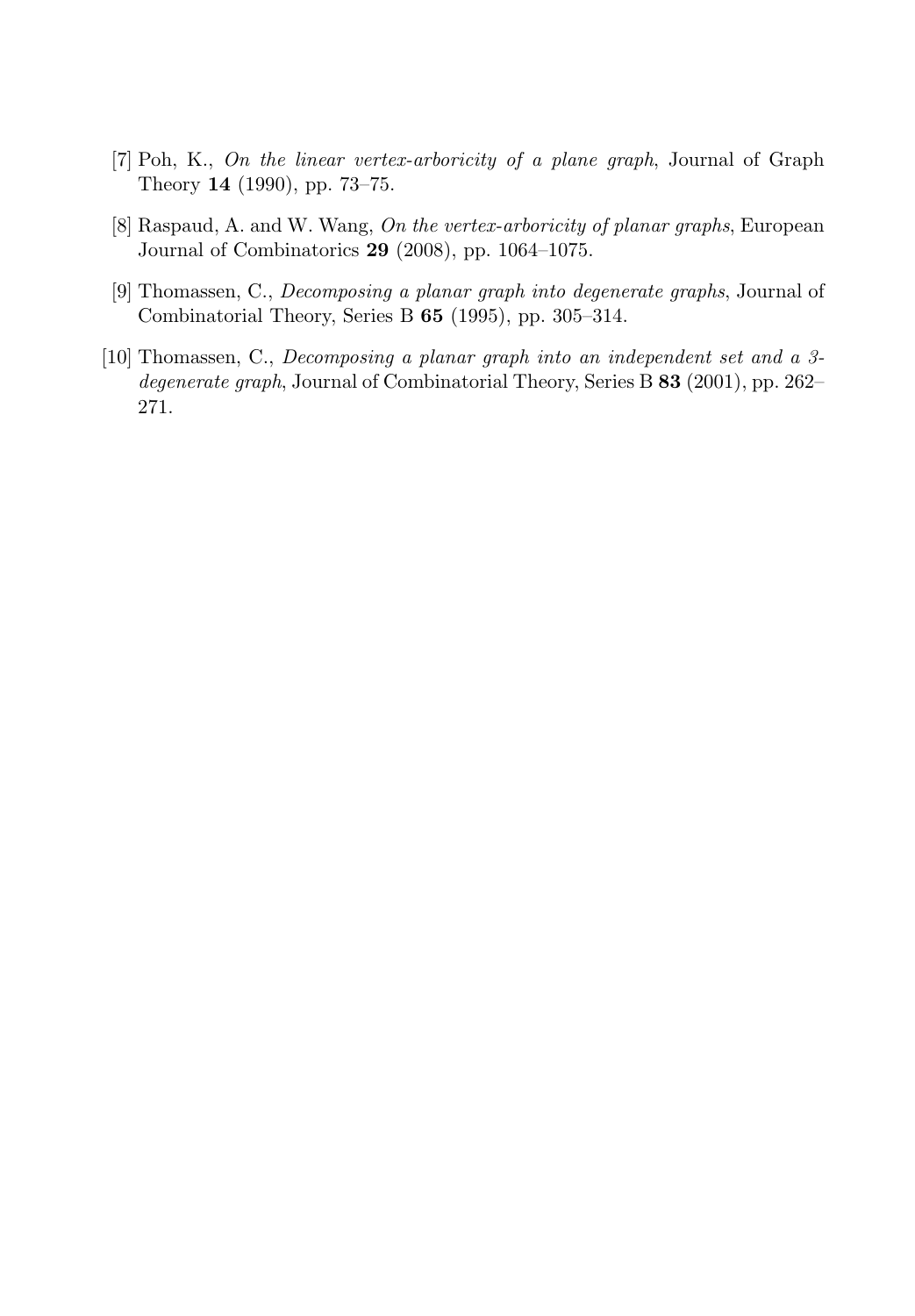[7] Poh, K., *On the linear vertex-arboricity of a plane graph*, Journal of Graph Theory **14** (1990), pp. 73–75.

[8] Raspaud, A. and W. Wang, *On the vertex-arboricity of planar graphs*, European Journal of Combinatorics **29** (2008), pp. 1064–1075.

[9] Thomassen, C., *Decomposing a planar graph into degenerate graphs*, Journal of Combinatorial Theory, Series B **65** (1995), pp. 305–314.

[10] Thomassen, C., *Decomposing a planar graph into an independent set and a 3-degenerate graph*, Journal of Combinatorial Theory, Series B **83** (2001), pp. 262–271.